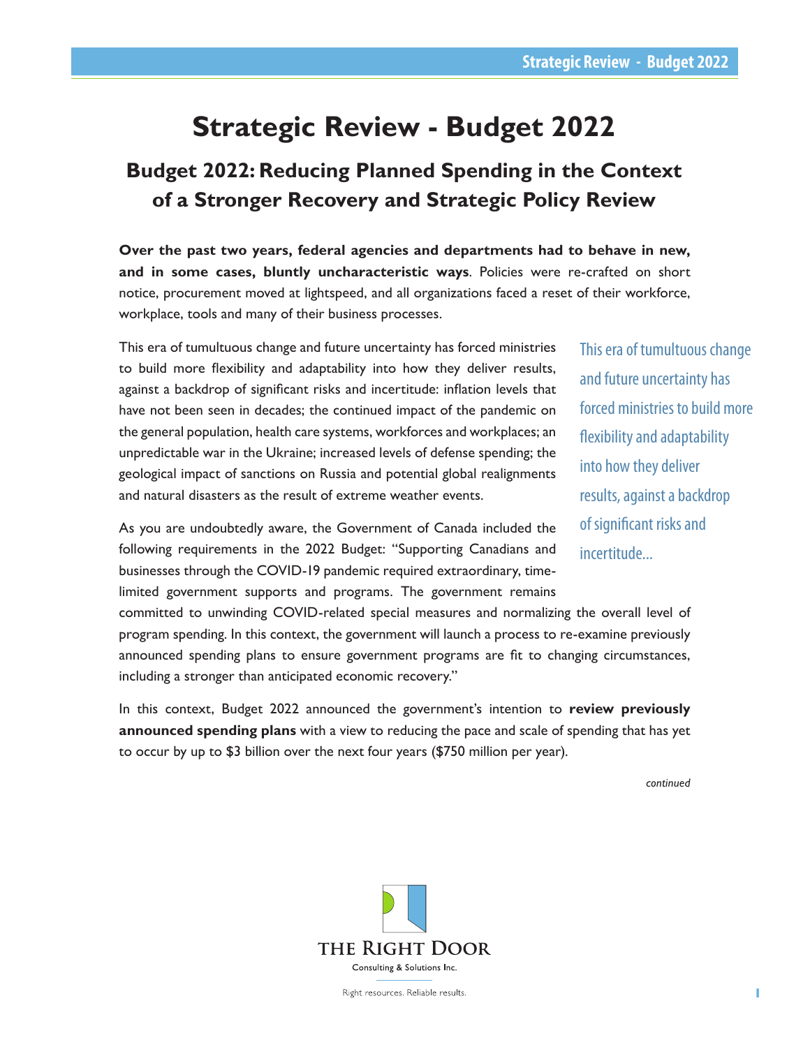# Strategic Review - Budget 2022

## Budget 2022: Reducing Planned Spending in the Context of a Stronger Recovery and Strategic Policy Review

**Over the past two years, federal agencies and departments had to behave in new, and in some cases, bluntly uncharacteristic ways**. Policies were re-crafted on short notice, procurement moved at lightspeed, and all organizations faced a reset of their workforce, workplace, tools and many of their business processes.

This era of tumultuous change and future uncertainty has forced ministries to build more flexibility and adaptability into how they deliver results, against a backdrop of significant risks and incertitude: inflation levels that have not been seen in decades; the continued impact of the pandemic on the general population, health care systems, workforces and workplaces; an unpredictable war in the Ukraine; increased levels of defense spending; the geological impact of sanctions on Russia and potential global realignments and natural disasters as the result of extreme weather events.

> This era of tumultuous change and future uncertainty has forced ministries to build more flexibility and adaptability into how they deliver results, against a backdrop of significant risks and incertitude...

As you are undoubtedly aware, the Government of Canada included the following requirements in the 2022 Budget: "Supporting Canadians and businesses through the COVID-19 pandemic required extraordinary, time-limited government supports and programs. The government remains committed to unwinding COVID-related special measures and normalizing the overall level of program spending. In this context, the government will launch a process to re-examine previously announced spending plans to ensure government programs are fit to changing circumstances, including a stronger than anticipated economic recovery."

In this context, Budget 2022 announced the government's intention to **review previously announced spending plans** with a view to reducing the pace and scale of spending that has yet to occur by up to $3 billion over the next four years ($750 million per year).

*continued*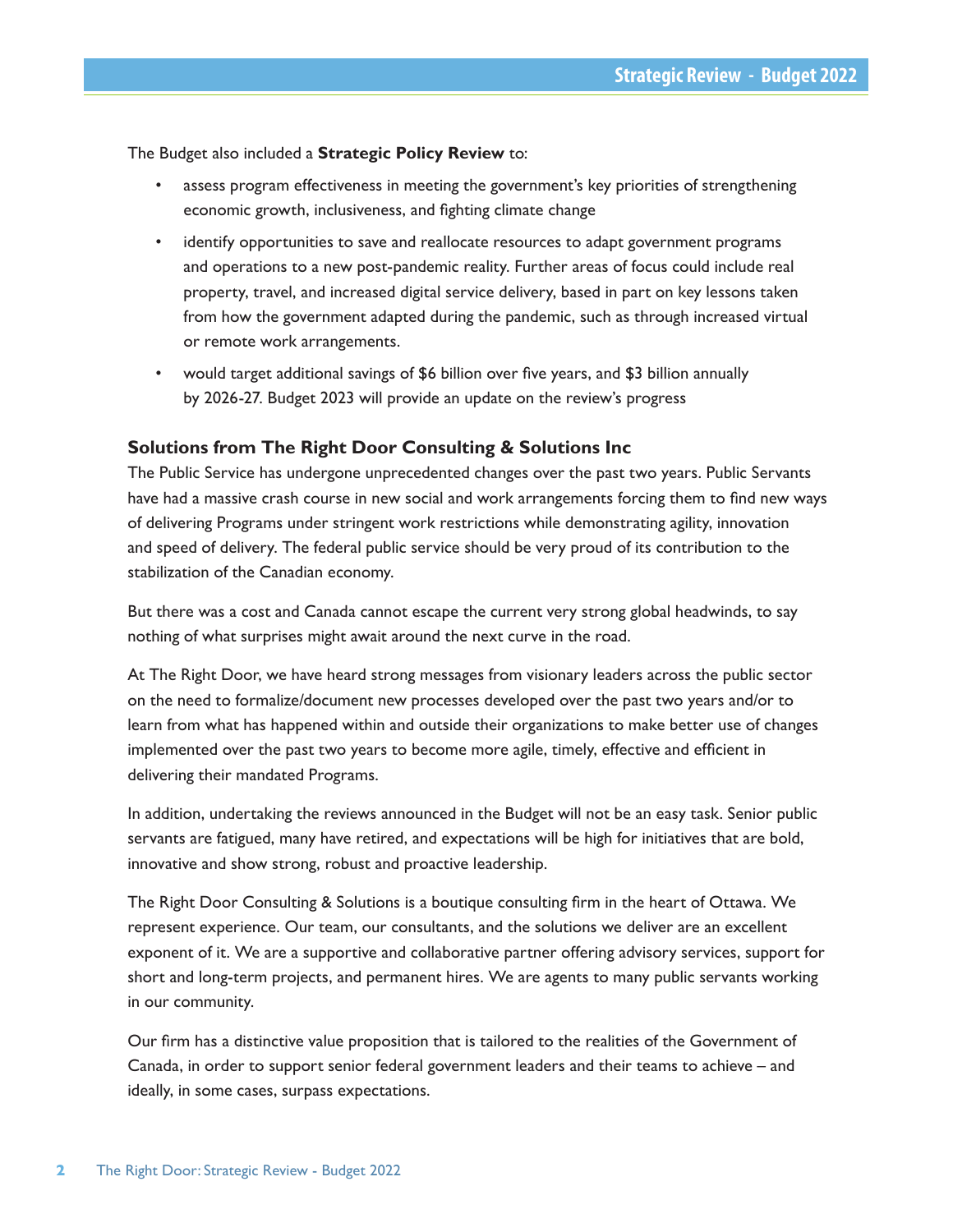The Budget also included a **Strategic Policy Review** to:

- assess program effectiveness in meeting the government's key priorities of strengthening economic growth, inclusiveness, and fighting climate change
- identify opportunities to save and reallocate resources to adapt government programs and operations to a new post-pandemic reality. Further areas of focus could include real property, travel, and increased digital service delivery, based in part on key lessons taken from how the government adapted during the pandemic, such as through increased virtual or remote work arrangements.
- would target additional savings of $6 billion over five years, and $3 billion annually by 2026-27. Budget 2023 will provide an update on the review's progress

### Solutions from The Right Door Consulting & Solutions Inc

The Public Service has undergone unprecedented changes over the past two years. Public Servants have had a massive crash course in new social and work arrangements forcing them to find new ways of delivering Programs under stringent work restrictions while demonstrating agility, innovation and speed of delivery. The federal public service should be very proud of its contribution to the stabilization of the Canadian economy.

But there was a cost and Canada cannot escape the current very strong global headwinds, to say nothing of what surprises might await around the next curve in the road.

At The Right Door, we have heard strong messages from visionary leaders across the public sector on the need to formalize/document new processes developed over the past two years and/or to learn from what has happened within and outside their organizations to make better use of changes implemented over the past two years to become more agile, timely, effective and efficient in delivering their mandated Programs.

In addition, undertaking the reviews announced in the Budget will not be an easy task. Senior public servants are fatigued, many have retired, and expectations will be high for initiatives that are bold, innovative and show strong, robust and proactive leadership.

The Right Door Consulting & Solutions is a boutique consulting firm in the heart of Ottawa. We represent experience. Our team, our consultants, and the solutions we deliver are an excellent exponent of it. We are a supportive and collaborative partner offering advisory services, support for short and long-term projects, and permanent hires. We are agents to many public servants working in our community.

Our firm has a distinctive value proposition that is tailored to the realities of the Government of Canada, in order to support senior federal government leaders and their teams to achieve – and ideally, in some cases, surpass expectations.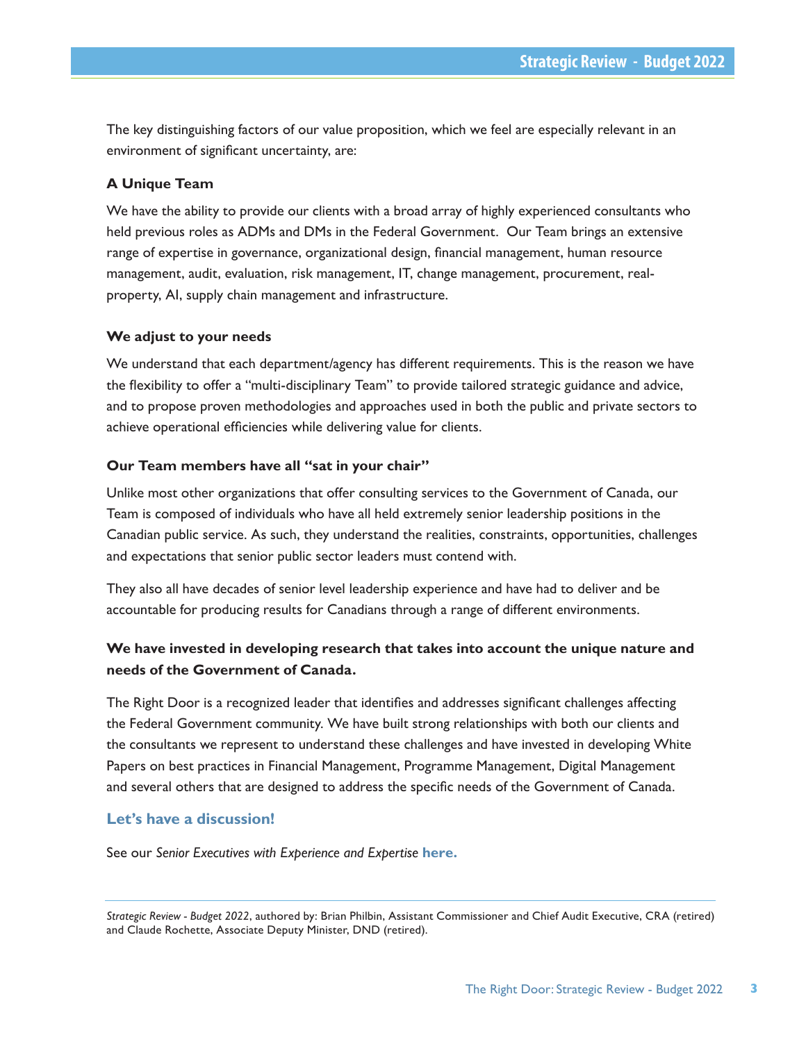The key distinguishing factors of our value proposition, which we feel are especially relevant in an environment of significant uncertainty, are:

### A Unique Team

We have the ability to provide our clients with a broad array of highly experienced consultants who held previous roles as ADMs and DMs in the Federal Government. Our Team brings an extensive range of expertise in governance, organizational design, financial management, human resource management, audit, evaluation, risk management, IT, change management, procurement, real-property, AI, supply chain management and infrastructure.

### We adjust to your needs

We understand that each department/agency has different requirements. This is the reason we have the flexibility to offer a "multi-disciplinary Team" to provide tailored strategic guidance and advice, and to propose proven methodologies and approaches used in both the public and private sectors to achieve operational efficiencies while delivering value for clients.

### Our Team members have all "sat in your chair"

Unlike most other organizations that offer consulting services to the Government of Canada, our Team is composed of individuals who have all held extremely senior leadership positions in the Canadian public service. As such, they understand the realities, constraints, opportunities, challenges and expectations that senior public sector leaders must contend with.

They also all have decades of senior level leadership experience and have had to deliver and be accountable for producing results for Canadians through a range of different environments.

### We have invested in developing research that takes into account the unique nature and needs of the Government of Canada.

The Right Door is a recognized leader that identifies and addresses significant challenges affecting the Federal Government community. We have built strong relationships with both our clients and the consultants we represent to understand these challenges and have invested in developing White Papers on best practices in Financial Management, Programme Management, Digital Management and several others that are designed to address the specific needs of the Government of Canada.

### Let's have a discussion!

See our *Senior Executives with Experience and Expertise* **here.**

---

*Strategic Review - Budget 2022*, authored by: Brian Philbin, Assistant Commissioner and Chief Audit Executive, CRA (retired) and Claude Rochette, Associate Deputy Minister, DND (retired).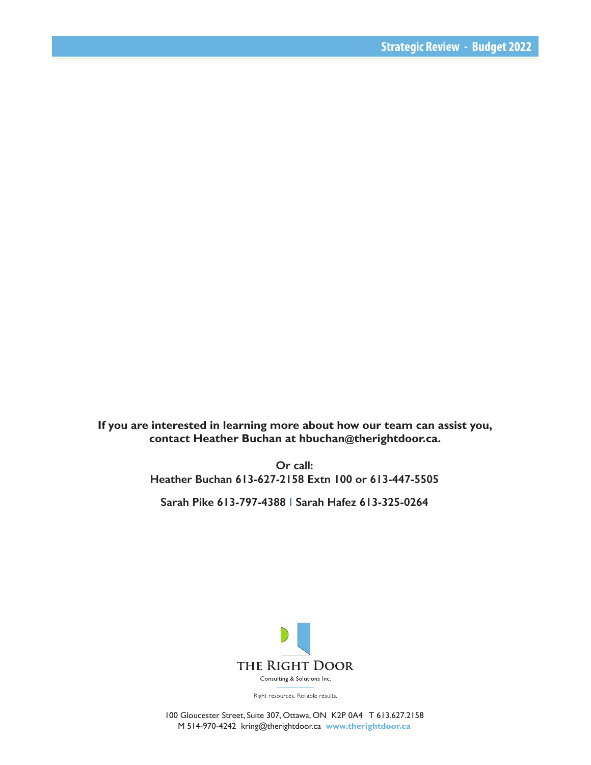**If you are interested in learning more about how our team can assist you, contact Heather Buchan at hbuchan@therightdoor.ca.**

**Or call:**
**Heather Buchan 613-627-2158 Extn 100 or 613-447-5505**

**Sarah Pike 613-797-4388 | Sarah Hafez 613-325-0264**

THE RIGHT DOOR

Consulting & Solutions Inc.

Right resources. Reliable results.

100 Gloucester Street, Suite 307, Ottawa, ON K2P 0A4 T 613.627.2158
M 514-970-4242 kring@therightdoor.ca **www.therightdoor.ca**